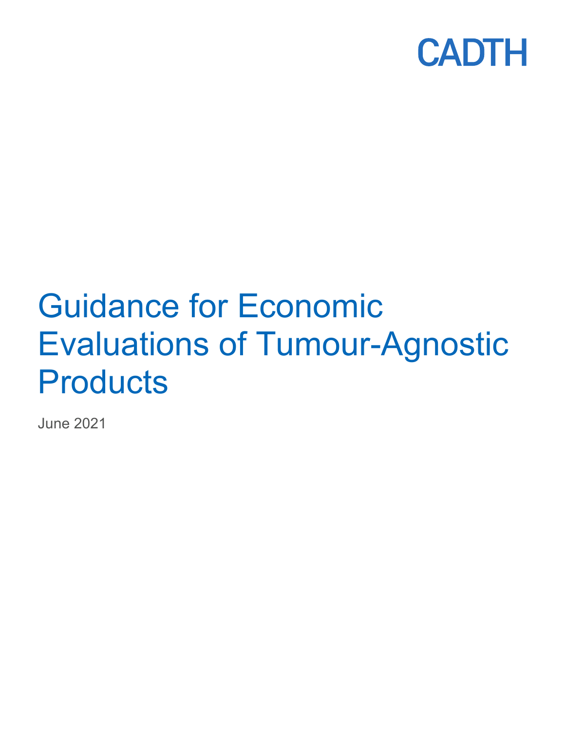CADTH

# Guidance for Economic Evaluations of Tumour-Agnostic Products

June 2021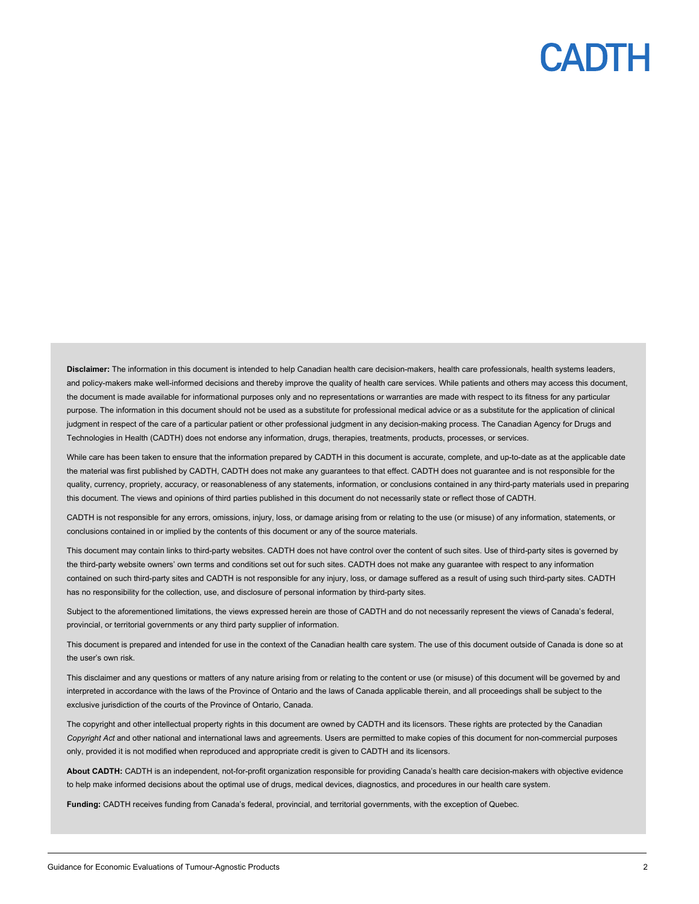**Disclaimer:** The information in this document is intended to help Canadian health care decision-makers, health care professionals, health systems leaders, and policy-makers make well-informed decisions and thereby improve the quality of health care services. While patients and others may access this document, the document is made available for informational purposes only and no representations or warranties are made with respect to its fitness for any particular purpose. The information in this document should not be used as a substitute for professional medical advice or as a substitute for the application of clinical judgment in respect of the care of a particular patient or other professional judgment in any decision-making process. The Canadian Agency for Drugs and Technologies in Health (CADTH) does not endorse any information, drugs, therapies, treatments, products, processes, or services.

While care has been taken to ensure that the information prepared by CADTH in this document is accurate, complete, and up-to-date as at the applicable date the material was first published by CADTH, CADTH does not make any guarantees to that effect. CADTH does not guarantee and is not responsible for the quality, currency, propriety, accuracy, or reasonableness of any statements, information, or conclusions contained in any third-party materials used in preparing this document. The views and opinions of third parties published in this document do not necessarily state or reflect those of CADTH.

CADTH is not responsible for any errors, omissions, injury, loss, or damage arising from or relating to the use (or misuse) of any information, statements, or conclusions contained in or implied by the contents of this document or any of the source materials.

This document may contain links to third-party websites. CADTH does not have control over the content of such sites. Use of third-party sites is governed by the third-party website owners' own terms and conditions set out for such sites. CADTH does not make any guarantee with respect to any information contained on such third-party sites and CADTH is not responsible for any injury, loss, or damage suffered as a result of using such third-party sites. CADTH has no responsibility for the collection, use, and disclosure of personal information by third-party sites.

Subject to the aforementioned limitations, the views expressed herein are those of CADTH and do not necessarily represent the views of Canada's federal, provincial, or territorial governments or any third party supplier of information.

This document is prepared and intended for use in the context of the Canadian health care system. The use of this document outside of Canada is done so at the user's own risk.

This disclaimer and any questions or matters of any nature arising from or relating to the content or use (or misuse) of this document will be governed by and interpreted in accordance with the laws of the Province of Ontario and the laws of Canada applicable therein, and all proceedings shall be subject to the exclusive jurisdiction of the courts of the Province of Ontario, Canada.

The copyright and other intellectual property rights in this document are owned by CADTH and its licensors. These rights are protected by the Canadian *Copyright Act* and other national and international laws and agreements. Users are permitted to make copies of this document for non-commercial purposes only, provided it is not modified when reproduced and appropriate credit is given to CADTH and its licensors.

**About CADTH:** CADTH is an independent, not-for-profit organization responsible for providing Canada's health care decision-makers with objective evidence to help make informed decisions about the optimal use of drugs, medical devices, diagnostics, and procedures in our health care system.

**Funding:** CADTH receives funding from Canada's federal, provincial, and territorial governments, with the exception of Quebec.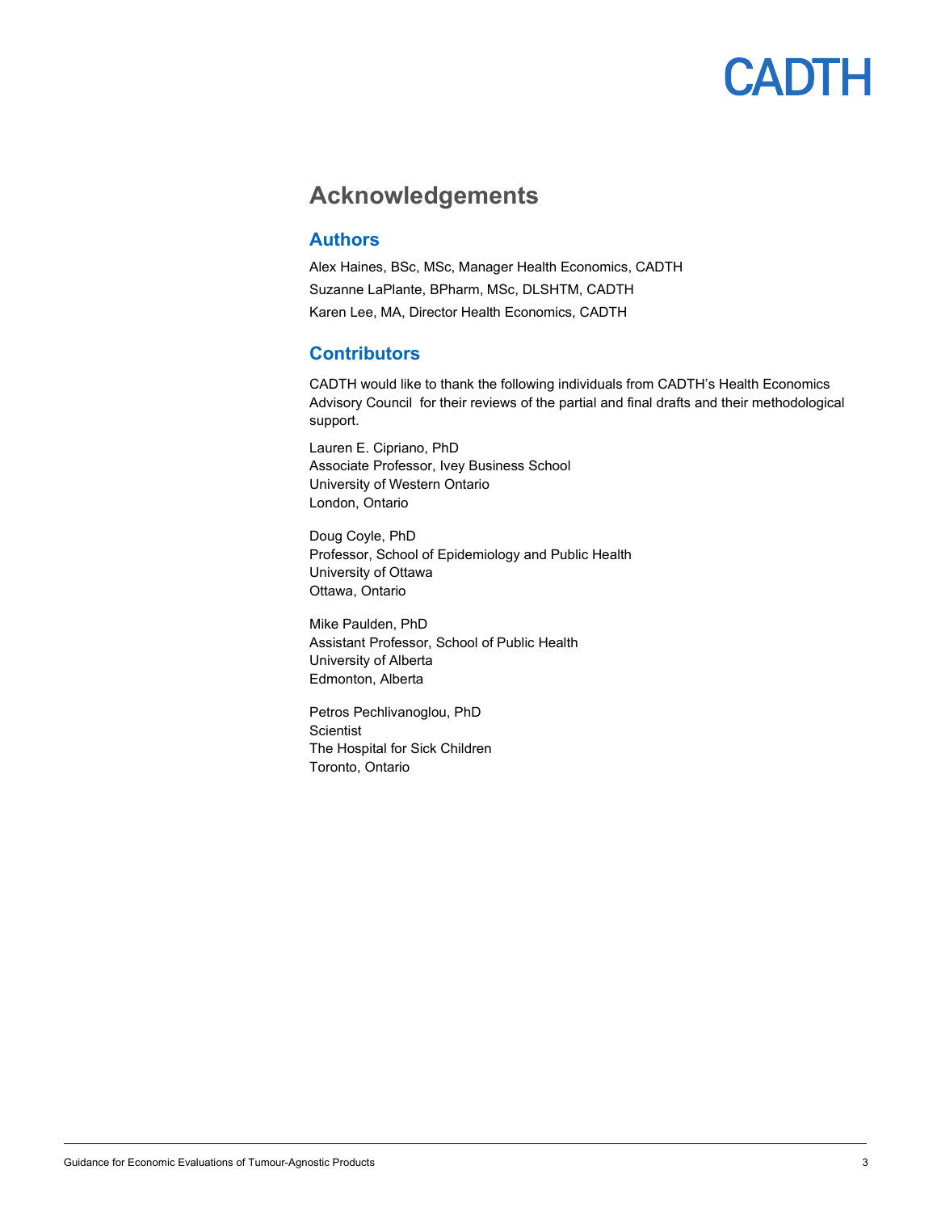# Acknowledgements

## Authors

Alex Haines, BSc, MSc, Manager Health Economics, CADTH

Suzanne LaPlante, BPharm, MSc, DLSHTM, CADTH

Karen Lee, MA, Director Health Economics, CADTH

## Contributors

CADTH would like to thank the following individuals from CADTH's Health Economics Advisory Council for their reviews of the partial and final drafts and their methodological support.

Lauren E. Cipriano, PhD
Associate Professor, Ivey Business School
University of Western Ontario
London, Ontario

Doug Coyle, PhD
Professor, School of Epidemiology and Public Health
University of Ottawa
Ottawa, Ontario

Mike Paulden, PhD
Assistant Professor, School of Public Health
University of Alberta
Edmonton, Alberta

Petros Pechlivanoglou, PhD
Scientist
The Hospital for Sick Children
Toronto, Ontario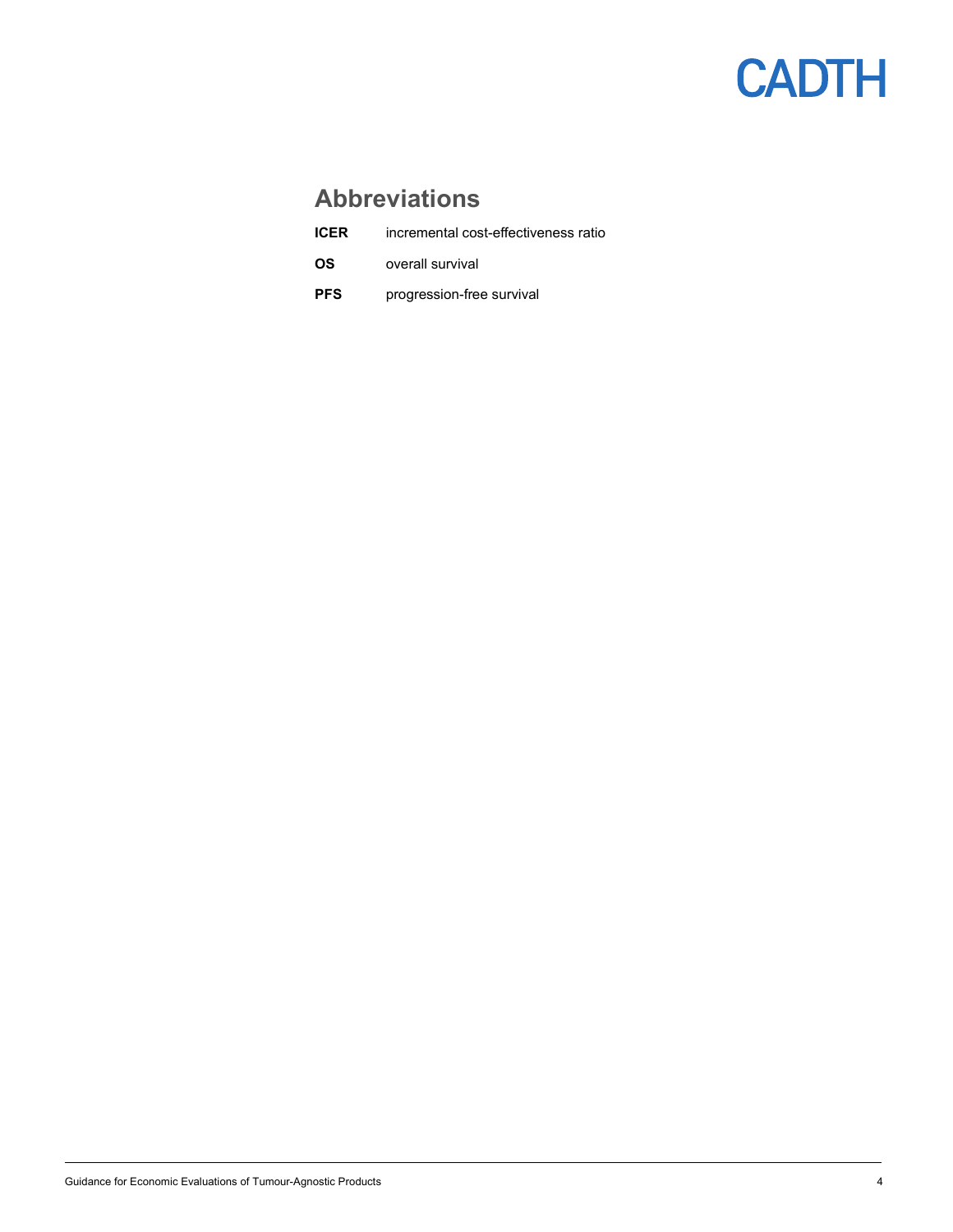## Abbreviations

**ICER** incremental cost-effectiveness ratio

**OS** overall survival

**PFS** progression-free survival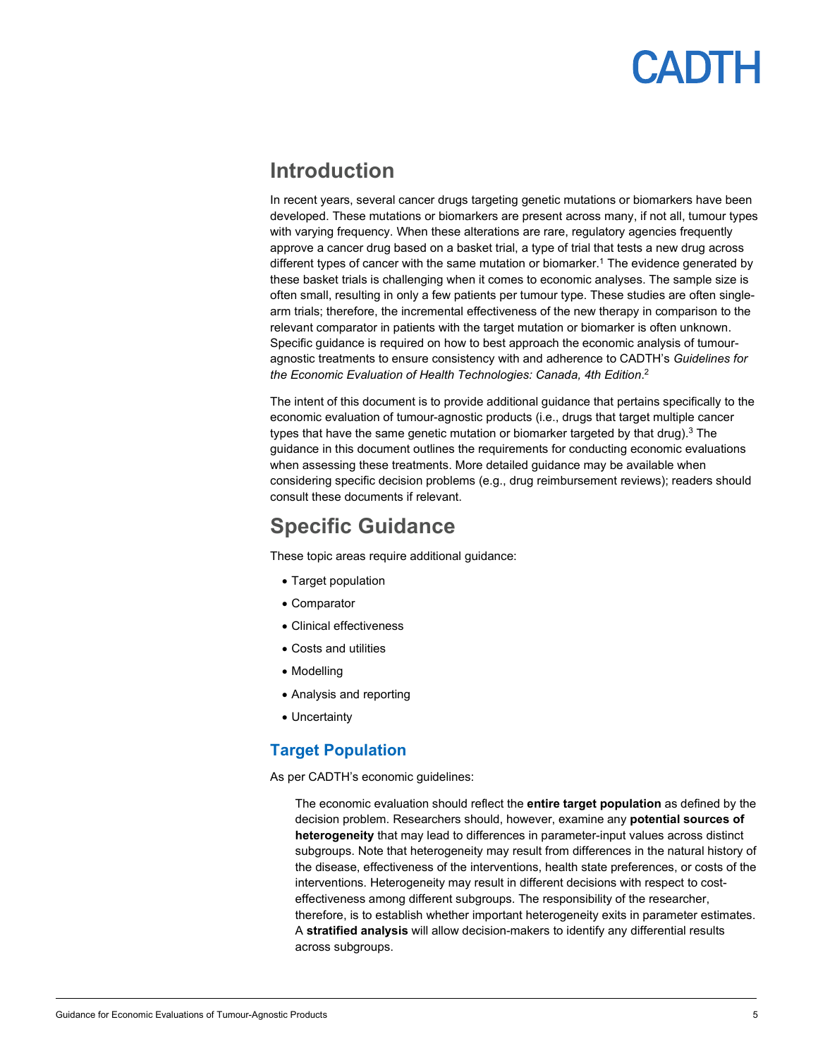# Introduction

In recent years, several cancer drugs targeting genetic mutations or biomarkers have been developed. These mutations or biomarkers are present across many, if not all, tumour types with varying frequency. When these alterations are rare, regulatory agencies frequently approve a cancer drug based on a basket trial, a type of trial that tests a new drug across different types of cancer with the same mutation or biomarker.[1] The evidence generated by these basket trials is challenging when it comes to economic analyses. The sample size is often small, resulting in only a few patients per tumour type. These studies are often single-arm trials; therefore, the incremental effectiveness of the new therapy in comparison to the relevant comparator in patients with the target mutation or biomarker is often unknown. Specific guidance is required on how to best approach the economic analysis of tumour-agnostic treatments to ensure consistency with and adherence to CADTH's *Guidelines for the Economic Evaluation of Health Technologies: Canada, 4th Edition*.[2]

The intent of this document is to provide additional guidance that pertains specifically to the economic evaluation of tumour-agnostic products (i.e., drugs that target multiple cancer types that have the same genetic mutation or biomarker targeted by that drug).[3] The guidance in this document outlines the requirements for conducting economic evaluations when assessing these treatments. More detailed guidance may be available when considering specific decision problems (e.g., drug reimbursement reviews); readers should consult these documents if relevant.

# Specific Guidance

These topic areas require additional guidance:

- Target population
- Comparator
- Clinical effectiveness
- Costs and utilities
- Modelling
- Analysis and reporting
- Uncertainty

## Target Population

As per CADTH's economic guidelines:

> The economic evaluation should reflect the **entire target population** as defined by the decision problem. Researchers should, however, examine any **potential sources of heterogeneity** that may lead to differences in parameter-input values across distinct subgroups. Note that heterogeneity may result from differences in the natural history of the disease, effectiveness of the interventions, health state preferences, or costs of the interventions. Heterogeneity may result in different decisions with respect to cost-effectiveness among different subgroups. The responsibility of the researcher, therefore, is to establish whether important heterogeneity exits in parameter estimates. A **stratified analysis** will allow decision-makers to identify any differential results across subgroups.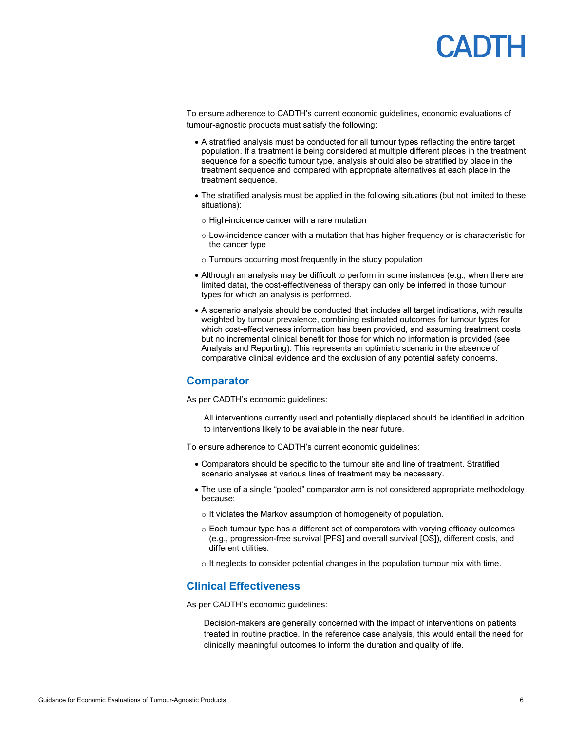To ensure adherence to CADTH's current economic guidelines, economic evaluations of tumour-agnostic products must satisfy the following:

- A stratified analysis must be conducted for all tumour types reflecting the entire target population. If a treatment is being considered at multiple different places in the treatment sequence for a specific tumour type, analysis should also be stratified by place in the treatment sequence and compared with appropriate alternatives at each place in the treatment sequence.
- The stratified analysis must be applied in the following situations (but not limited to these situations):
  - High-incidence cancer with a rare mutation
  - Low-incidence cancer with a mutation that has higher frequency or is characteristic for the cancer type
  - Tumours occurring most frequently in the study population
- Although an analysis may be difficult to perform in some instances (e.g., when there are limited data), the cost-effectiveness of therapy can only be inferred in those tumour types for which an analysis is performed.
- A scenario analysis should be conducted that includes all target indications, with results weighted by tumour prevalence, combining estimated outcomes for tumour types for which cost-effectiveness information has been provided, and assuming treatment costs but no incremental clinical benefit for those for which no information is provided (see Analysis and Reporting). This represents an optimistic scenario in the absence of comparative clinical evidence and the exclusion of any potential safety concerns.

## Comparator

As per CADTH's economic guidelines:

> All interventions currently used and potentially displaced should be identified in addition to interventions likely to be available in the near future.

To ensure adherence to CADTH's current economic guidelines:

- Comparators should be specific to the tumour site and line of treatment. Stratified scenario analyses at various lines of treatment may be necessary.
- The use of a single "pooled" comparator arm is not considered appropriate methodology because:
  - It violates the Markov assumption of homogeneity of population.
  - Each tumour type has a different set of comparators with varying efficacy outcomes (e.g., progression-free survival [PFS] and overall survival [OS]), different costs, and different utilities.
  - It neglects to consider potential changes in the population tumour mix with time.

## Clinical Effectiveness

As per CADTH's economic guidelines:

> Decision-makers are generally concerned with the impact of interventions on patients treated in routine practice. In the reference case analysis, this would entail the need for clinically meaningful outcomes to inform the duration and quality of life.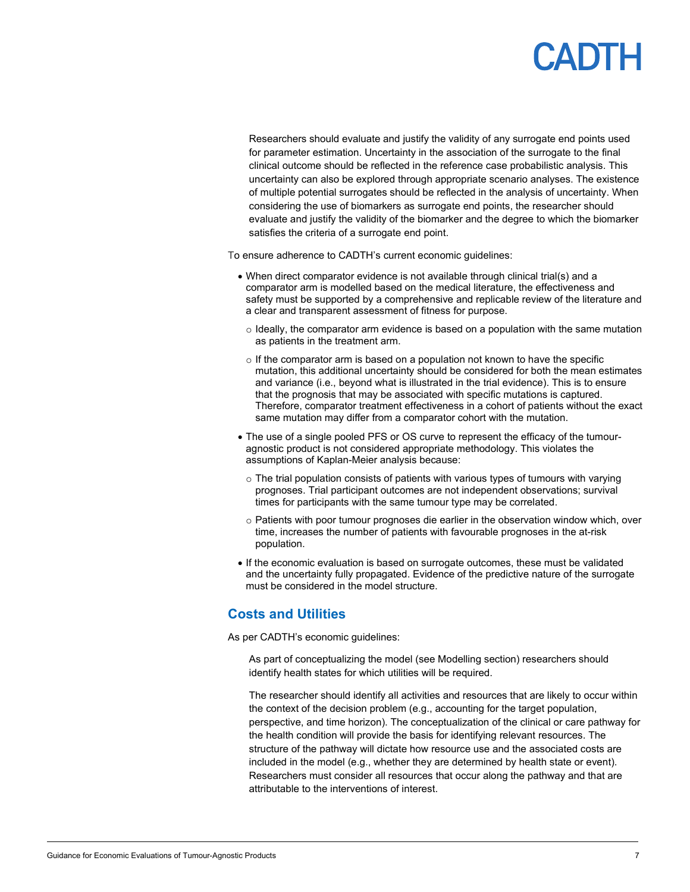> Researchers should evaluate and justify the validity of any surrogate end points used for parameter estimation. Uncertainty in the association of the surrogate to the final clinical outcome should be reflected in the reference case probabilistic analysis. This uncertainty can also be explored through appropriate scenario analyses. The existence of multiple potential surrogates should be reflected in the analysis of uncertainty. When considering the use of biomarkers as surrogate end points, the researcher should evaluate and justify the validity of the biomarker and the degree to which the biomarker satisfies the criteria of a surrogate end point.

To ensure adherence to CADTH's current economic guidelines:

- When direct comparator evidence is not available through clinical trial(s) and a comparator arm is modelled based on the medical literature, the effectiveness and safety must be supported by a comprehensive and replicable review of the literature and a clear and transparent assessment of fitness for purpose.
  - Ideally, the comparator arm evidence is based on a population with the same mutation as patients in the treatment arm.
  - If the comparator arm is based on a population not known to have the specific mutation, this additional uncertainty should be considered for both the mean estimates and variance (i.e., beyond what is illustrated in the trial evidence). This is to ensure that the prognosis that may be associated with specific mutations is captured. Therefore, comparator treatment effectiveness in a cohort of patients without the exact same mutation may differ from a comparator cohort with the mutation.
- The use of a single pooled PFS or OS curve to represent the efficacy of the tumour-agnostic product is not considered appropriate methodology. This violates the assumptions of Kaplan-Meier analysis because:
  - The trial population consists of patients with various types of tumours with varying prognoses. Trial participant outcomes are not independent observations; survival times for participants with the same tumour type may be correlated.
  - Patients with poor tumour prognoses die earlier in the observation window which, over time, increases the number of patients with favourable prognoses in the at-risk population.
- If the economic evaluation is based on surrogate outcomes, these must be validated and the uncertainty fully propagated. Evidence of the predictive nature of the surrogate must be considered in the model structure.

## Costs and Utilities

As per CADTH's economic guidelines:

> As part of conceptualizing the model (see Modelling section) researchers should identify health states for which utilities will be required.
>
> The researcher should identify all activities and resources that are likely to occur within the context of the decision problem (e.g., accounting for the target population, perspective, and time horizon). The conceptualization of the clinical or care pathway for the health condition will provide the basis for identifying relevant resources. The structure of the pathway will dictate how resource use and the associated costs are included in the model (e.g., whether they are determined by health state or event). Researchers must consider all resources that occur along the pathway and that are attributable to the interventions of interest.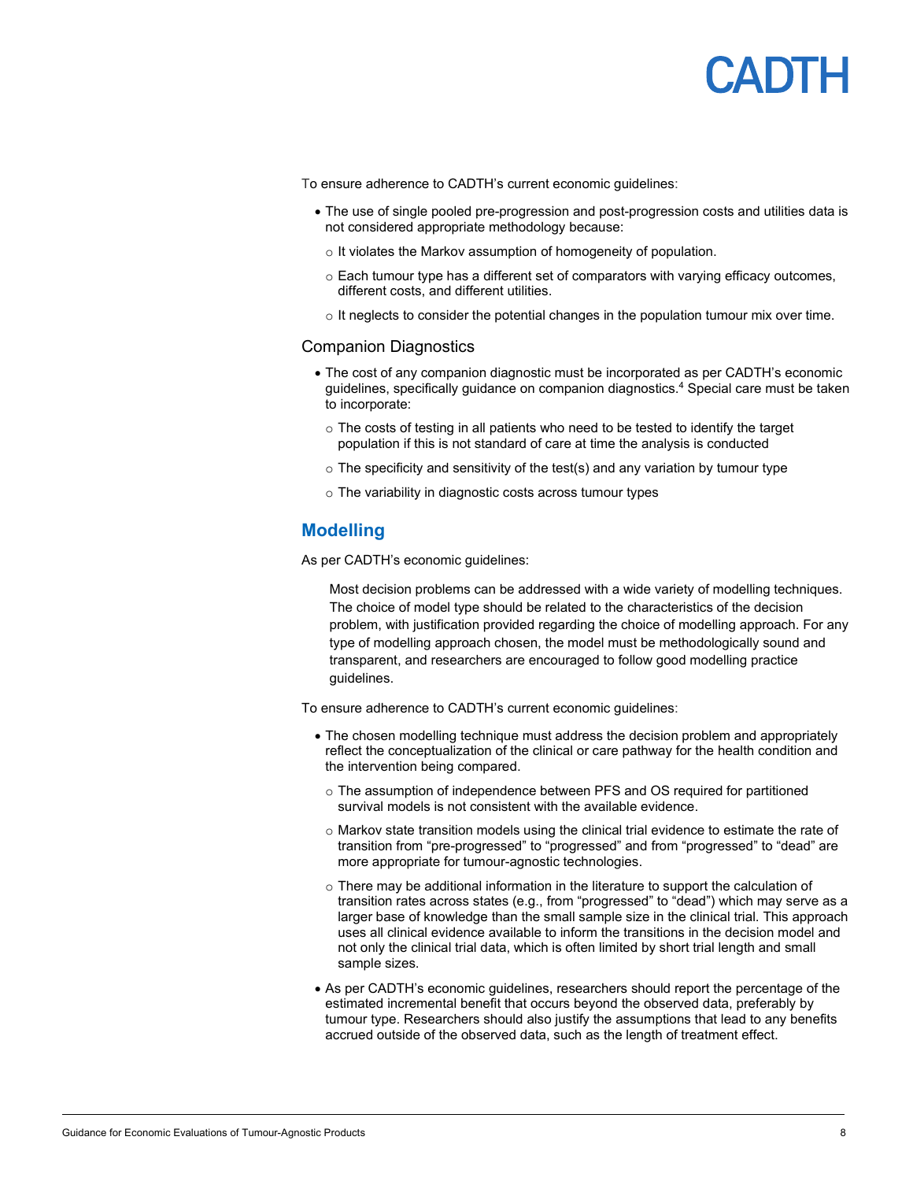To ensure adherence to CADTH's current economic guidelines:

- The use of single pooled pre-progression and post-progression costs and utilities data is not considered appropriate methodology because:
  - It violates the Markov assumption of homogeneity of population.
  - Each tumour type has a different set of comparators with varying efficacy outcomes, different costs, and different utilities.
  - It neglects to consider the potential changes in the population tumour mix over time.

### Companion Diagnostics

- The cost of any companion diagnostic must be incorporated as per CADTH's economic guidelines, specifically guidance on companion diagnostics.[4] Special care must be taken to incorporate:
  - The costs of testing in all patients who need to be tested to identify the target population if this is not standard of care at time the analysis is conducted
  - The specificity and sensitivity of the test(s) and any variation by tumour type
  - The variability in diagnostic costs across tumour types

## Modelling

As per CADTH's economic guidelines:

> Most decision problems can be addressed with a wide variety of modelling techniques. The choice of model type should be related to the characteristics of the decision problem, with justification provided regarding the choice of modelling approach. For any type of modelling approach chosen, the model must be methodologically sound and transparent, and researchers are encouraged to follow good modelling practice guidelines.

To ensure adherence to CADTH's current economic guidelines:

- The chosen modelling technique must address the decision problem and appropriately reflect the conceptualization of the clinical or care pathway for the health condition and the intervention being compared.
  - The assumption of independence between PFS and OS required for partitioned survival models is not consistent with the available evidence.
  - Markov state transition models using the clinical trial evidence to estimate the rate of transition from "pre-progressed" to "progressed" and from "progressed" to "dead" are more appropriate for tumour-agnostic technologies.
  - There may be additional information in the literature to support the calculation of transition rates across states (e.g., from "progressed" to "dead") which may serve as a larger base of knowledge than the small sample size in the clinical trial. This approach uses all clinical evidence available to inform the transitions in the decision model and not only the clinical trial data, which is often limited by short trial length and small sample sizes.
- As per CADTH's economic guidelines, researchers should report the percentage of the estimated incremental benefit that occurs beyond the observed data, preferably by tumour type. Researchers should also justify the assumptions that lead to any benefits accrued outside of the observed data, such as the length of treatment effect.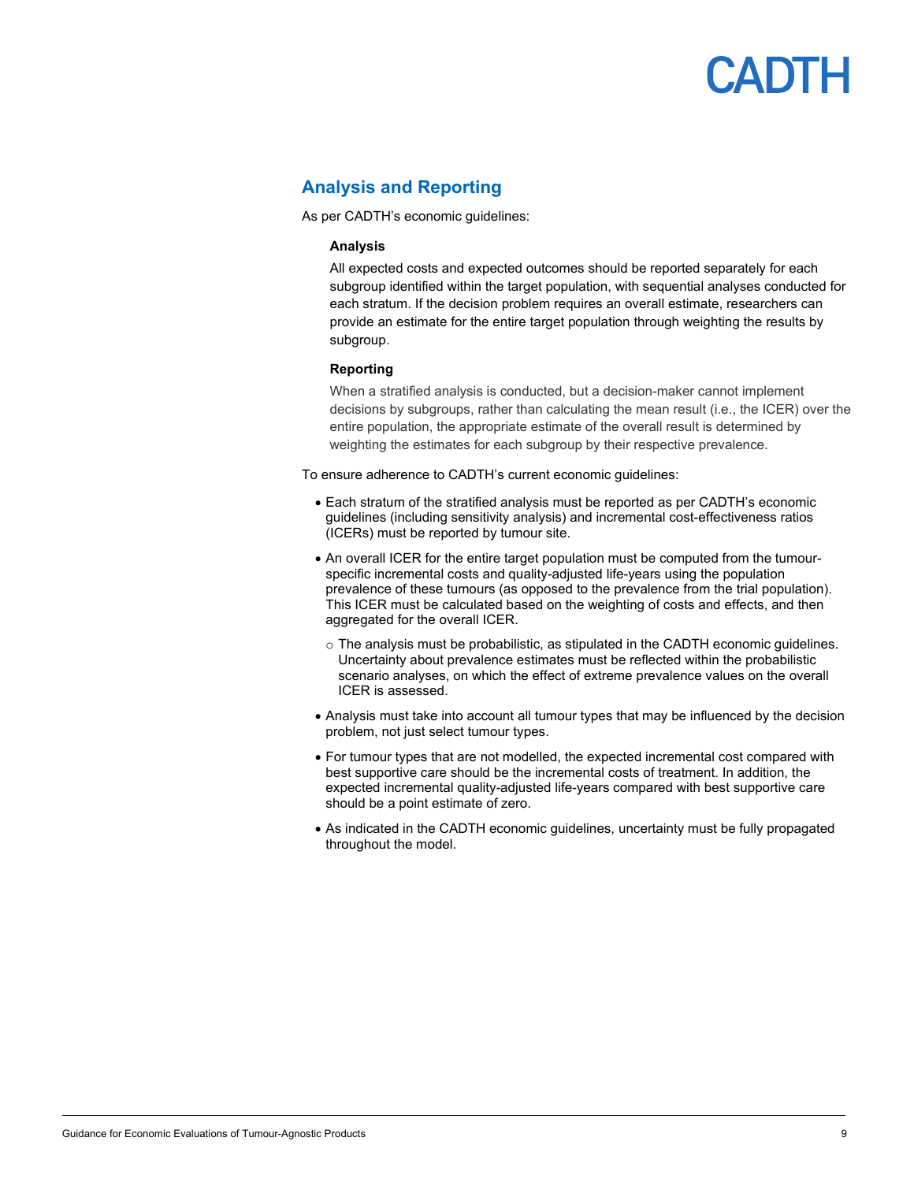## Analysis and Reporting

As per CADTH's economic guidelines:

> **Analysis**
>
> All expected costs and expected outcomes should be reported separately for each subgroup identified within the target population, with sequential analyses conducted for each stratum. If the decision problem requires an overall estimate, researchers can provide an estimate for the entire target population through weighting the results by subgroup.
>
> **Reporting**
>
> When a stratified analysis is conducted, but a decision-maker cannot implement decisions by subgroups, rather than calculating the mean result (i.e., the ICER) over the entire population, the appropriate estimate of the overall result is determined by weighting the estimates for each subgroup by their respective prevalence.

To ensure adherence to CADTH's current economic guidelines:

- Each stratum of the stratified analysis must be reported as per CADTH's economic guidelines (including sensitivity analysis) and incremental cost-effectiveness ratios (ICERs) must be reported by tumour site.
- An overall ICER for the entire target population must be computed from the tumour-specific incremental costs and quality-adjusted life-years using the population prevalence of these tumours (as opposed to the prevalence from the trial population). This ICER must be calculated based on the weighting of costs and effects, and then aggregated for the overall ICER.
  - The analysis must be probabilistic, as stipulated in the CADTH economic guidelines. Uncertainty about prevalence estimates must be reflected within the probabilistic scenario analyses, on which the effect of extreme prevalence values on the overall ICER is assessed.
- Analysis must take into account all tumour types that may be influenced by the decision problem, not just select tumour types.
- For tumour types that are not modelled, the expected incremental cost compared with best supportive care should be the incremental costs of treatment. In addition, the expected incremental quality-adjusted life-years compared with best supportive care should be a point estimate of zero.
- As indicated in the CADTH economic guidelines, uncertainty must be fully propagated throughout the model.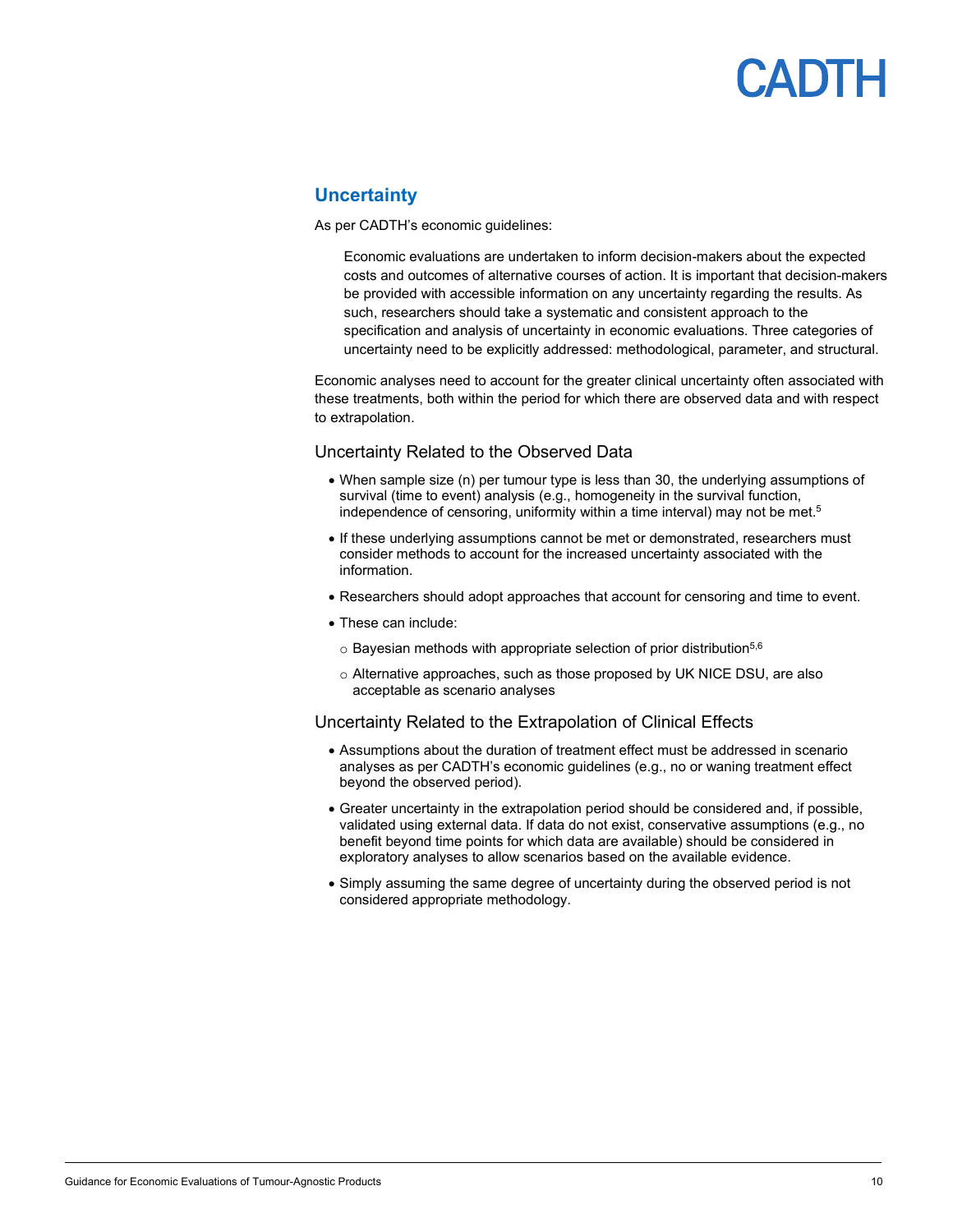## Uncertainty

As per CADTH's economic guidelines:

> Economic evaluations are undertaken to inform decision-makers about the expected costs and outcomes of alternative courses of action. It is important that decision-makers be provided with accessible information on any uncertainty regarding the results. As such, researchers should take a systematic and consistent approach to the specification and analysis of uncertainty in economic evaluations. Three categories of uncertainty need to be explicitly addressed: methodological, parameter, and structural.

Economic analyses need to account for the greater clinical uncertainty often associated with these treatments, both within the period for which there are observed data and with respect to extrapolation.

### Uncertainty Related to the Observed Data

- When sample size (n) per tumour type is less than 30, the underlying assumptions of survival (time to event) analysis (e.g., homogeneity in the survival function, independence of censoring, uniformity within a time interval) may not be met.[5]
- If these underlying assumptions cannot be met or demonstrated, researchers must consider methods to account for the increased uncertainty associated with the information.
- Researchers should adopt approaches that account for censoring and time to event.
- These can include:
  - Bayesian methods with appropriate selection of prior distribution[5,6]
  - Alternative approaches, such as those proposed by UK NICE DSU, are also acceptable as scenario analyses

### Uncertainty Related to the Extrapolation of Clinical Effects

- Assumptions about the duration of treatment effect must be addressed in scenario analyses as per CADTH's economic guidelines (e.g., no or waning treatment effect beyond the observed period).
- Greater uncertainty in the extrapolation period should be considered and, if possible, validated using external data. If data do not exist, conservative assumptions (e.g., no benefit beyond time points for which data are available) should be considered in exploratory analyses to allow scenarios based on the available evidence.
- Simply assuming the same degree of uncertainty during the observed period is not considered appropriate methodology.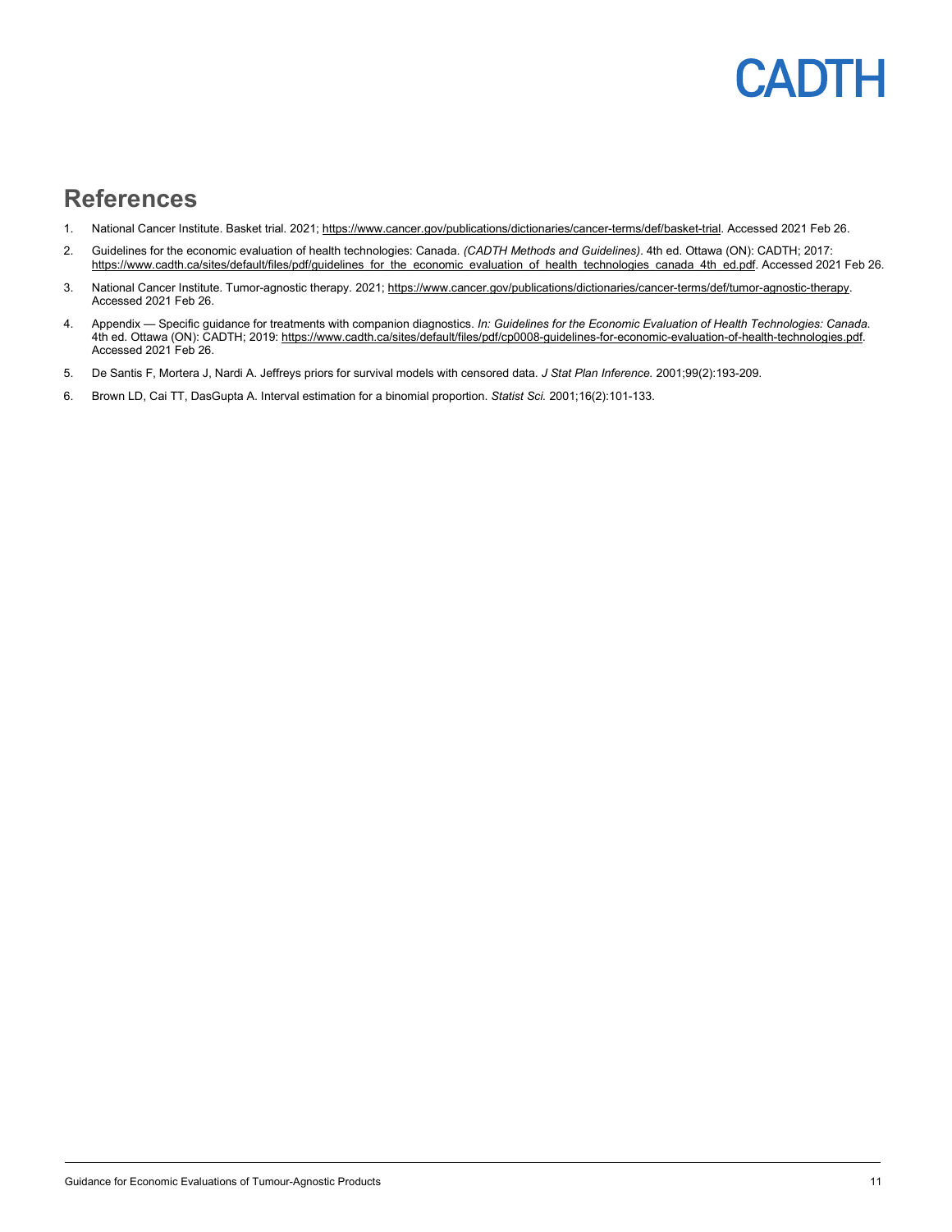# References

1. National Cancer Institute. Basket trial. 2021; https://www.cancer.gov/publications/dictionaries/cancer-terms/def/basket-trial. Accessed 2021 Feb 26.
2. Guidelines for the economic evaluation of health technologies: Canada. *(CADTH Methods and Guidelines)*. 4th ed. Ottawa (ON): CADTH; 2017: https://www.cadth.ca/sites/default/files/pdf/guidelines_for_the_economic_evaluation_of_health_technologies_canada_4th_ed.pdf. Accessed 2021 Feb 26.
3. National Cancer Institute. Tumor-agnostic therapy. 2021; https://www.cancer.gov/publications/dictionaries/cancer-terms/def/tumor-agnostic-therapy. Accessed 2021 Feb 26.
4. Appendix — Specific guidance for treatments with companion diagnostics. *In: Guidelines for the Economic Evaluation of Health Technologies: Canada*. 4th ed. Ottawa (ON): CADTH; 2019: https://www.cadth.ca/sites/default/files/pdf/cp0008-guidelines-for-economic-evaluation-of-health-technologies.pdf. Accessed 2021 Feb 26.
5. De Santis F, Mortera J, Nardi A. Jeffreys priors for survival models with censored data. *J Stat Plan Inference.* 2001;99(2):193-209.
6. Brown LD, Cai TT, DasGupta A. Interval estimation for a binomial proportion. *Statist Sci.* 2001;16(2):101-133.